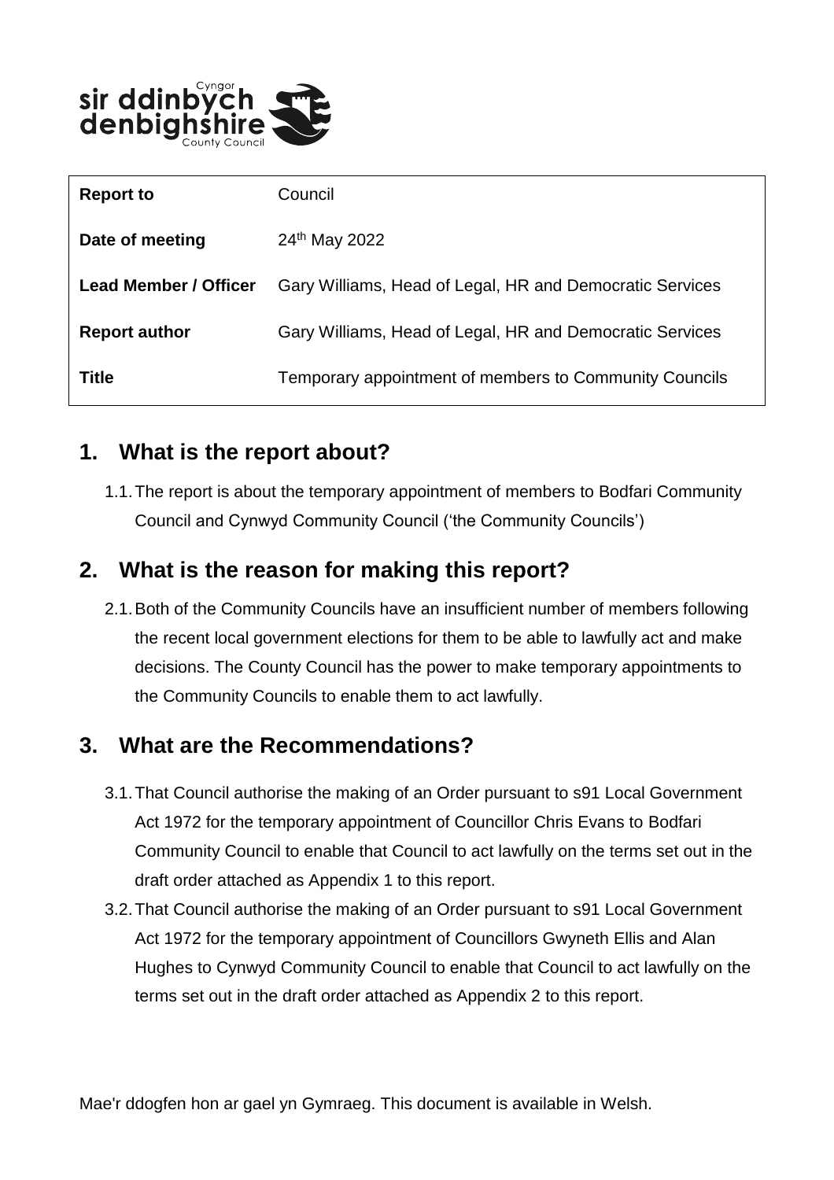| **Report to** | Council |
| --- | --- |
| **Date of meeting** | 24th May 2022 |
| **Lead Member / Officer** | Gary Williams, Head of Legal, HR and Democratic Services |
| **Report author** | Gary Williams, Head of Legal, HR and Democratic Services |
| **Title** | Temporary appointment of members to Community Councils |

## 1. What is the report about?

1.1. The report is about the temporary appointment of members to Bodfari Community Council and Cynwyd Community Council ('the Community Councils')

## 2. What is the reason for making this report?

2.1. Both of the Community Councils have an insufficient number of members following the recent local government elections for them to be able to lawfully act and make decisions. The County Council has the power to make temporary appointments to the Community Councils to enable them to act lawfully.

## 3. What are the Recommendations?

3.1. That Council authorise the making of an Order pursuant to s91 Local Government Act 1972 for the temporary appointment of Councillor Chris Evans to Bodfari Community Council to enable that Council to act lawfully on the terms set out in the draft order attached as Appendix 1 to this report.

3.2. That Council authorise the making of an Order pursuant to s91 Local Government Act 1972 for the temporary appointment of Councillors Gwyneth Ellis and Alan Hughes to Cynwyd Community Council to enable that Council to act lawfully on the terms set out in the draft order attached as Appendix 2 to this report.

Mae'r ddogfen hon ar gael yn Gymraeg. This document is available in Welsh.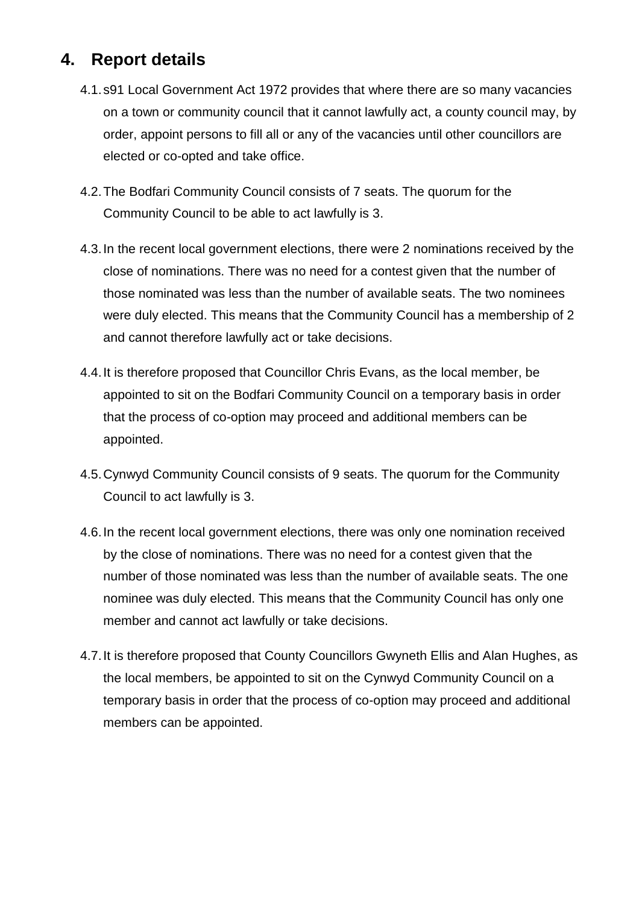## 4. Report details

4.1. s91 Local Government Act 1972 provides that where there are so many vacancies on a town or community council that it cannot lawfully act, a county council may, by order, appoint persons to fill all or any of the vacancies until other councillors are elected or co-opted and take office.

4.2. The Bodfari Community Council consists of 7 seats. The quorum for the Community Council to be able to act lawfully is 3.

4.3. In the recent local government elections, there were 2 nominations received by the close of nominations. There was no need for a contest given that the number of those nominated was less than the number of available seats. The two nominees were duly elected. This means that the Community Council has a membership of 2 and cannot therefore lawfully act or take decisions.

4.4. It is therefore proposed that Councillor Chris Evans, as the local member, be appointed to sit on the Bodfari Community Council on a temporary basis in order that the process of co-option may proceed and additional members can be appointed.

4.5. Cynwyd Community Council consists of 9 seats. The quorum for the Community Council to act lawfully is 3.

4.6. In the recent local government elections, there was only one nomination received by the close of nominations. There was no need for a contest given that the number of those nominated was less than the number of available seats. The one nominee was duly elected. This means that the Community Council has only one member and cannot act lawfully or take decisions.

4.7. It is therefore proposed that County Councillors Gwyneth Ellis and Alan Hughes, as the local members, be appointed to sit on the Cynwyd Community Council on a temporary basis in order that the process of co-option may proceed and additional members can be appointed.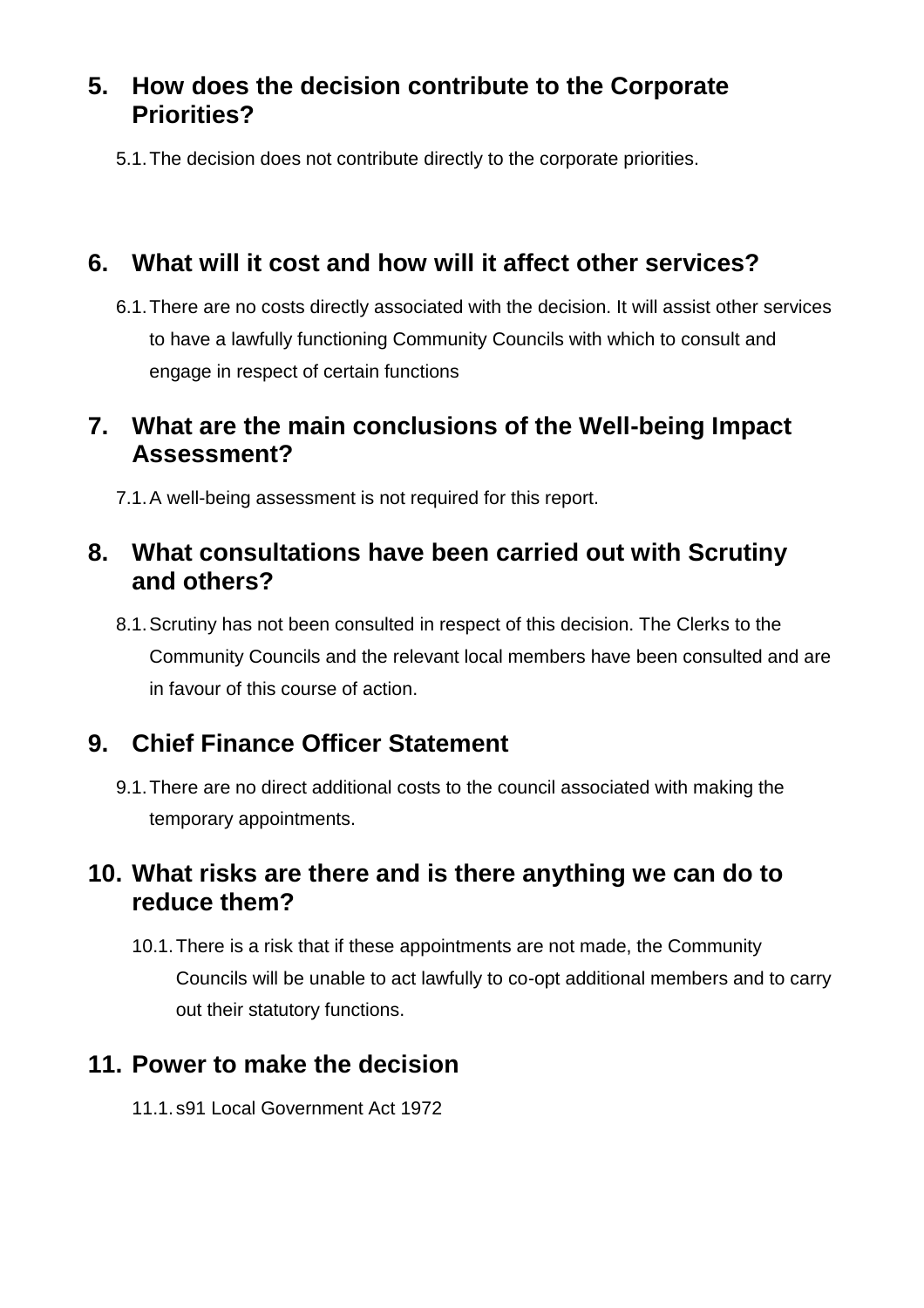## 5. How does the decision contribute to the Corporate Priorities?

5.1. The decision does not contribute directly to the corporate priorities.

## 6. What will it cost and how will it affect other services?

6.1. There are no costs directly associated with the decision. It will assist other services to have a lawfully functioning Community Councils with which to consult and engage in respect of certain functions

## 7. What are the main conclusions of the Well-being Impact Assessment?

7.1. A well-being assessment is not required for this report.

## 8. What consultations have been carried out with Scrutiny and others?

8.1. Scrutiny has not been consulted in respect of this decision. The Clerks to the Community Councils and the relevant local members have been consulted and are in favour of this course of action.

## 9. Chief Finance Officer Statement

9.1. There are no direct additional costs to the council associated with making the temporary appointments.

## 10. What risks are there and is there anything we can do to reduce them?

10.1. There is a risk that if these appointments are not made, the Community Councils will be unable to act lawfully to co-opt additional members and to carry out their statutory functions.

## 11. Power to make the decision

11.1. s91 Local Government Act 1972